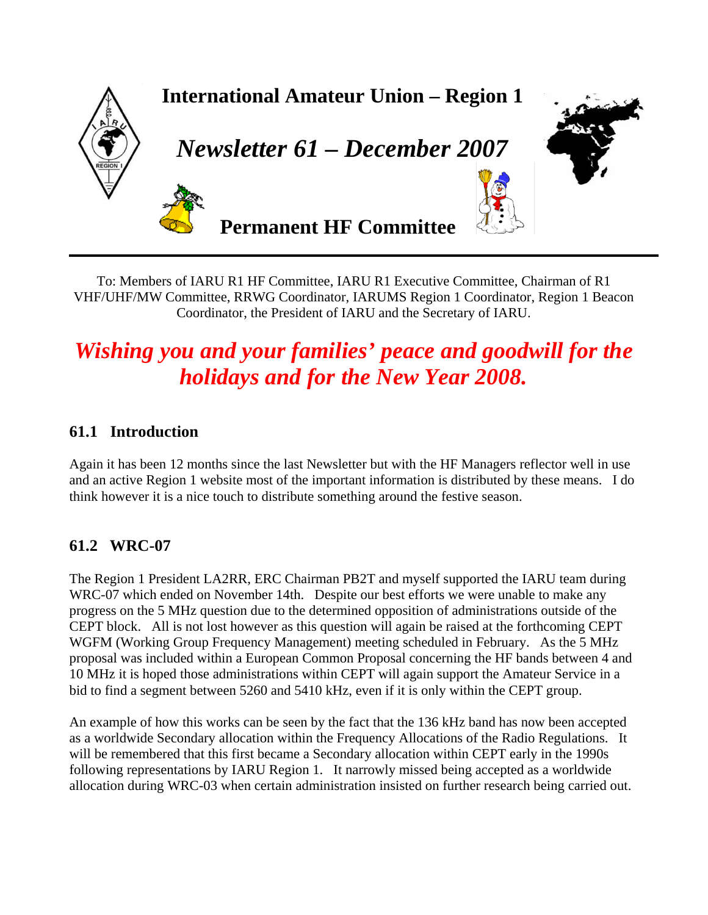# International Amateur Union – Region 1

## *Newsletter 61 – December 2007*

## Permanent HF Committee

To: Members of IARU R1 HF Committee, IARU R1 Executive Committee, Chairman of R1 VHF/UHF/MW Committee, RRWG Coordinator, IARUMS Region 1 Coordinator, Region 1 Beacon Coordinator, the President of IARU and the Secretary of IARU.

***Wishing you and your families' peace and goodwill for the holidays and for the New Year 2008.***

### 61.1 Introduction

Again it has been 12 months since the last Newsletter but with the HF Managers reflector well in use and an active Region 1 website most of the important information is distributed by these means. I do think however it is a nice touch to distribute something around the festive season.

### 61.2 WRC-07

The Region 1 President LA2RR, ERC Chairman PB2T and myself supported the IARU team during WRC-07 which ended on November 14th. Despite our best efforts we were unable to make any progress on the 5 MHz question due to the determined opposition of administrations outside of the CEPT block. All is not lost however as this question will again be raised at the forthcoming CEPT WGFM (Working Group Frequency Management) meeting scheduled in February. As the 5 MHz proposal was included within a European Common Proposal concerning the HF bands between 4 and 10 MHz it is hoped those administrations within CEPT will again support the Amateur Service in a bid to find a segment between 5260 and 5410 kHz, even if it is only within the CEPT group.

An example of how this works can be seen by the fact that the 136 kHz band has now been accepted as a worldwide Secondary allocation within the Frequency Allocations of the Radio Regulations. It will be remembered that this first became a Secondary allocation within CEPT early in the 1990s following representations by IARU Region 1. It narrowly missed being accepted as a worldwide allocation during WRC-03 when certain administration insisted on further research being carried out.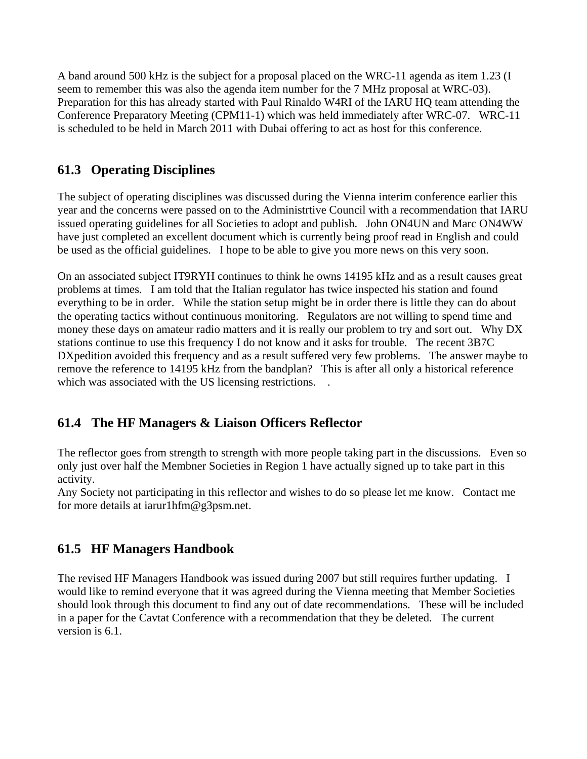A band around 500 kHz is the subject for a proposal placed on the WRC-11 agenda as item 1.23 (I seem to remember this was also the agenda item number for the 7 MHz proposal at WRC-03). Preparation for this has already started with Paul Rinaldo W4RI of the IARU HQ team attending the Conference Preparatory Meeting (CPM11-1) which was held immediately after WRC-07. WRC-11 is scheduled to be held in March 2011 with Dubai offering to act as host for this conference.

## 61.3 Operating Disciplines

The subject of operating disciplines was discussed during the Vienna interim conference earlier this year and the concerns were passed on to the Administrtive Council with a recommendation that IARU issued operating guidelines for all Societies to adopt and publish. John ON4UN and Marc ON4WW have just completed an excellent document which is currently being proof read in English and could be used as the official guidelines. I hope to be able to give you more news on this very soon.

On an associated subject IT9RYH continues to think he owns 14195 kHz and as a result causes great problems at times. I am told that the Italian regulator has twice inspected his station and found everything to be in order. While the station setup might be in order there is little they can do about the operating tactics without continuous monitoring. Regulators are not willing to spend time and money these days on amateur radio matters and it is really our problem to try and sort out. Why DX stations continue to use this frequency I do not know and it asks for trouble. The recent 3B7C DXpedition avoided this frequency and as a result suffered very few problems. The answer maybe to remove the reference to 14195 kHz from the bandplan? This is after all only a historical reference which was associated with the US licensing restrictions. .

## 61.4 The HF Managers & Liaison Officers Reflector

The reflector goes from strength to strength with more people taking part in the discussions. Even so only just over half the Membner Societies in Region 1 have actually signed up to take part in this activity.
Any Society not participating in this reflector and wishes to do so please let me know. Contact me for more details at iarur1hfm@g3psm.net.

## 61.5 HF Managers Handbook

The revised HF Managers Handbook was issued during 2007 but still requires further updating. I would like to remind everyone that it was agreed during the Vienna meeting that Member Societies should look through this document to find any out of date recommendations. These will be included in a paper for the Cavtat Conference with a recommendation that they be deleted. The current version is 6.1.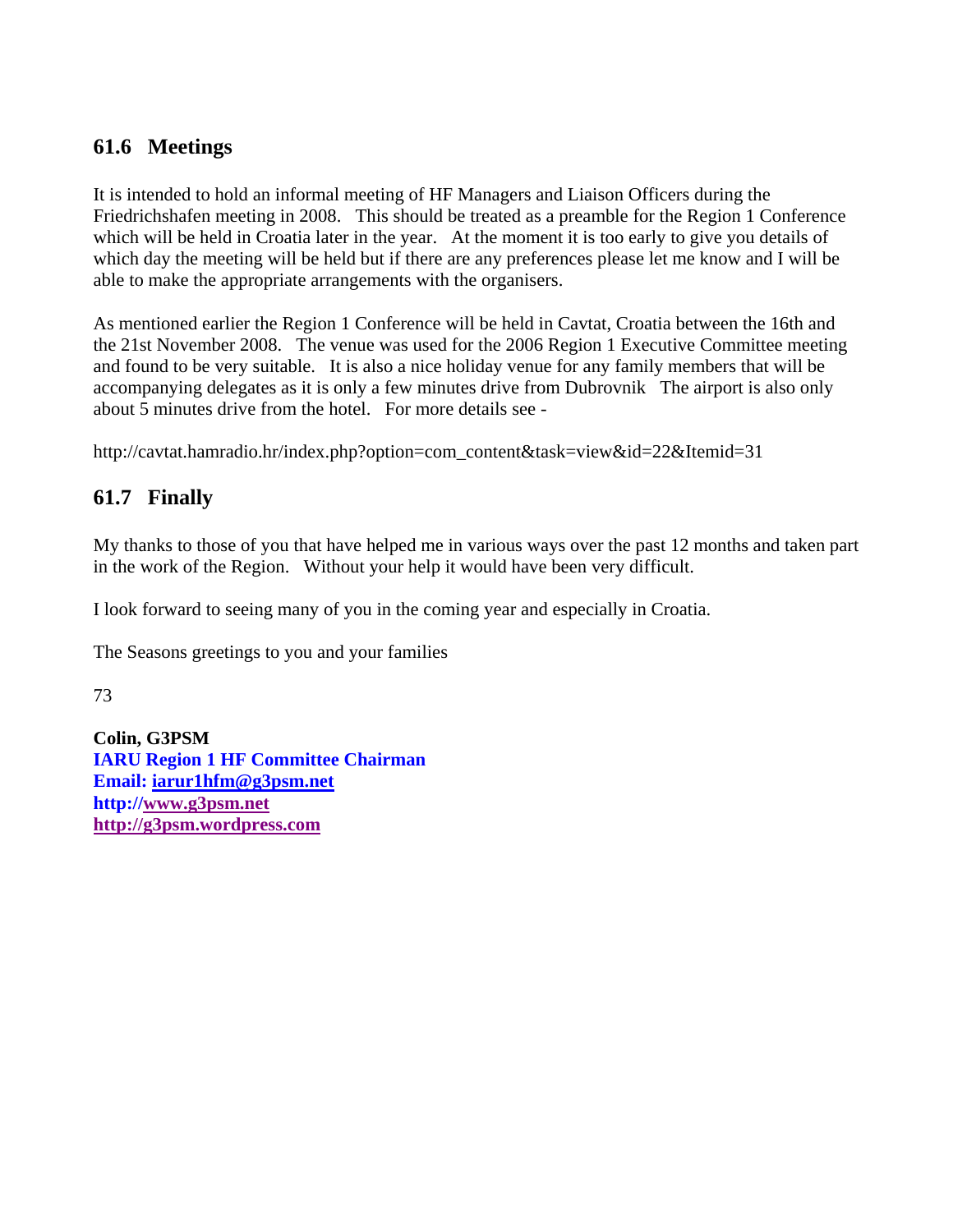## 61.6 Meetings

It is intended to hold an informal meeting of HF Managers and Liaison Officers during the Friedrichshafen meeting in 2008. This should be treated as a preamble for the Region 1 Conference which will be held in Croatia later in the year. At the moment it is too early to give you details of which day the meeting will be held but if there are any preferences please let me know and I will be able to make the appropriate arrangements with the organisers.

As mentioned earlier the Region 1 Conference will be held in Cavtat, Croatia between the 16th and the 21st November 2008. The venue was used for the 2006 Region 1 Executive Committee meeting and found to be very suitable. It is also a nice holiday venue for any family members that will be accompanying delegates as it is only a few minutes drive from Dubrovnik The airport is also only about 5 minutes drive from the hotel. For more details see -

http://cavtat.hamradio.hr/index.php?option=com_content&task=view&id=22&Itemid=31

## 61.7 Finally

My thanks to those of you that have helped me in various ways over the past 12 months and taken part in the work of the Region. Without your help it would have been very difficult.

I look forward to seeing many of you in the coming year and especially in Croatia.

The Seasons greetings to you and your families

73

**Colin, G3PSM**
**IARU Region 1 HF Committee Chairman**
**Email: iarur1hfm@g3psm.net**
**http://www.g3psm.net**
**http://g3psm.wordpress.com**